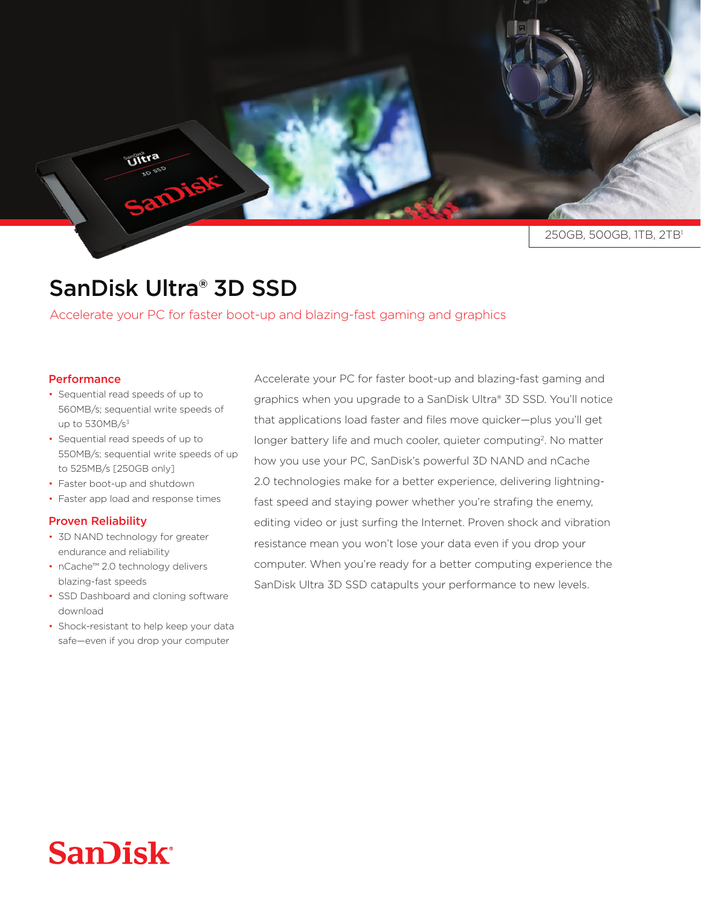250GB, 500GB, 1TB, 2TB[1]

# SanDisk Ultra® 3D SSD

Accelerate your PC for faster boot-up and blazing-fast gaming and graphics

## Performance

- Sequential read speeds of up to 560MB/s; sequential write speeds of up to 530MB/s[3]
- Sequential read speeds of up to 550MB/s; sequential write speeds of up to 525MB/s [250GB only]
- Faster boot-up and shutdown
- Faster app load and response times

## Proven Reliability

- 3D NAND technology for greater endurance and reliability
- nCache™ 2.0 technology delivers blazing-fast speeds
- SSD Dashboard and cloning software download
- Shock-resistant to help keep your data safe—even if you drop your computer

Accelerate your PC for faster boot-up and blazing-fast gaming and graphics when you upgrade to a SanDisk Ultra® 3D SSD. You'll notice that applications load faster and files move quicker—plus you'll get longer battery life and much cooler, quieter computing[2]. No matter how you use your PC, SanDisk's powerful 3D NAND and nCache 2.0 technologies make for a better experience, delivering lightning-fast speed and staying power whether you're strafing the enemy, editing video or just surfing the Internet. Proven shock and vibration resistance mean you won't lose your data even if you drop your computer. When you're ready for a better computing experience the SanDisk Ultra 3D SSD catapults your performance to new levels.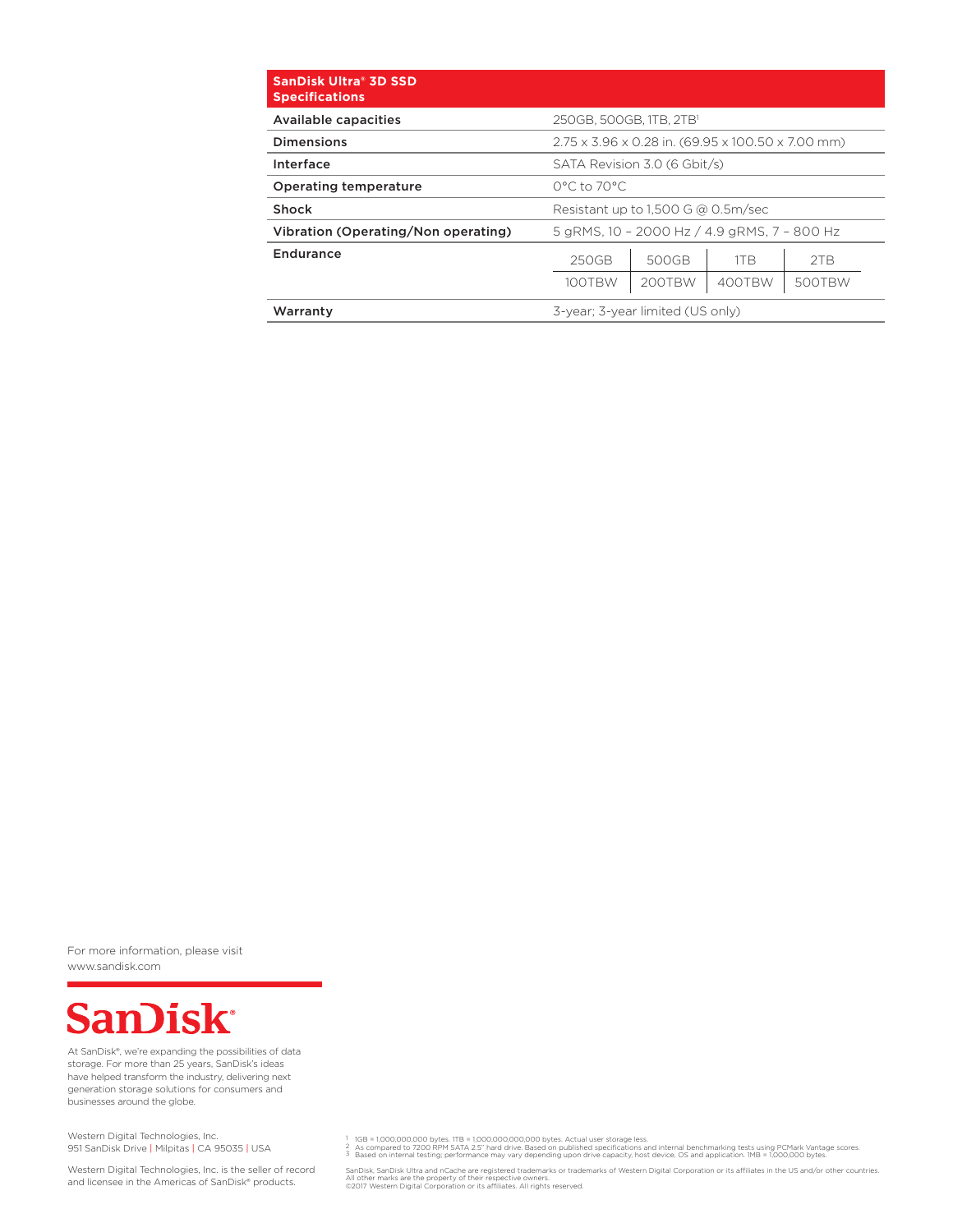| SanDisk Ultra® 3D SSD Specifications | |
|---|---|
| Available capacities | 250GB, 500GB, 1TB, 2TB[1] |
| Dimensions | 2.75 x 3.96 x 0.28 in. (69.95 x 100.50 x 7.00 mm) |
| Interface | SATA Revision 3.0 (6 Gbit/s) |
| Operating temperature | 0°C to 70°C |
| Shock | Resistant up to 1,500 G @ 0.5m/sec |
| Vibration (Operating/Non operating) | 5 gRMS, 10 – 2000 Hz / 4.9 gRMS, 7 – 800 Hz |
| Endurance | 250GB: 100TBW; 500GB: 200TBW; 1TB: 400TBW; 2TB: 500TBW |
| Warranty | 3-year; 3-year limited (US only) |

For more information, please visit
www.sandisk.com

SanDisk

At SanDisk®, we're expanding the possibilities of data storage. For more than 25 years, SanDisk's ideas have helped transform the industry, delivering next generation storage solutions for consumers and businesses around the globe.

Western Digital Technologies, Inc.
951 SanDisk Drive | Milpitas | CA 95035 | USA

Western Digital Technologies, Inc. is the seller of record and licensee in the Americas of SanDisk® products.

1 1GB = 1,000,000,000 bytes. 1TB = 1,000,000,000,000 bytes. Actual user storage less.
2 As compared to 7200 RPM SATA 2.5" hard drive. Based on published specifications and internal benchmarking tests using PCMark Vantage scores.
3 Based on internal testing; performance may vary depending upon drive capacity, host device, OS and application. 1MB = 1,000,000 bytes.

SanDisk, SanDisk Ultra and nCache are registered trademarks or trademarks of Western Digital Corporation or its affiliates in the US and/or other countries.
All other marks are the property of their respective owners.
©2017 Western Digital Corporation or its affiliates. All rights reserved.